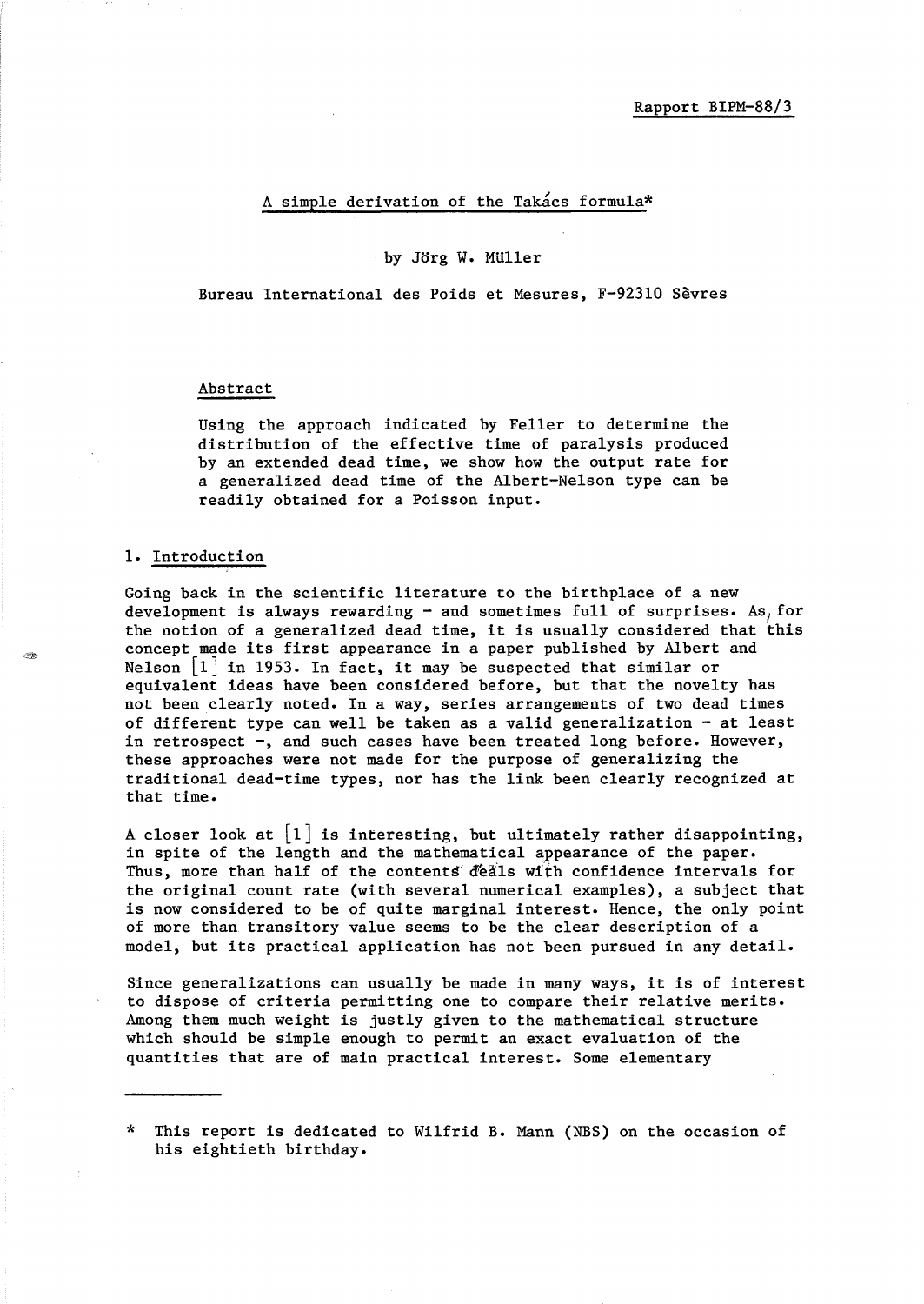Rapport BIPM-88/3

# A simple derivation of the Takács formula*

by Jörg W. Müller

Bureau International des Poids et Mesures, F-92310 Sèvres

## Abstract

Using the approach indicated by Feller to determine the distribution of the effective time of paralysis produced by an extended dead time, we show how the output rate for a generalized dead time of the Albert-Nelson type can be readily obtained for a Poisson input.

## 1. Introduction

Going back in the scientific literature to the birthplace of a new development is always rewarding - and sometimes full of surprises. As for the notion of a generalized dead time, it is usually considered that this concept made its first appearance in a paper published by Albert and Nelson [1] in 1953. In fact, it may be suspected that similar or equivalent ideas have been considered before, but that the novelty has not been clearly noted. In a way, series arrangements of two dead times of different type can well be taken as a valid generalization - at least in retrospect -, and such cases have been treated long before. However, these approaches were not made for the purpose of generalizing the traditional dead-time types, nor has the link been clearly recognized at that time.

A closer look at [1] is interesting, but ultimately rather disappointing, in spite of the length and the mathematical appearance of the paper. Thus, more than half of the contents deals with confidence intervals for the original count rate (with several numerical examples), a subject that is now considered to be of quite marginal interest. Hence, the only point of more than transitory value seems to be the clear description of a model, but its practical application has not been pursued in any detail.

Since generalizations can usually be made in many ways, it is of interest to dispose of criteria permitting one to compare their relative merits. Among them much weight is justly given to the mathematical structure which should be simple enough to permit an exact evaluation of the quantities that are of main practical interest. Some elementary

---

* This report is dedicated to Wilfrid B. Mann (NBS) on the occasion of his eightieth birthday.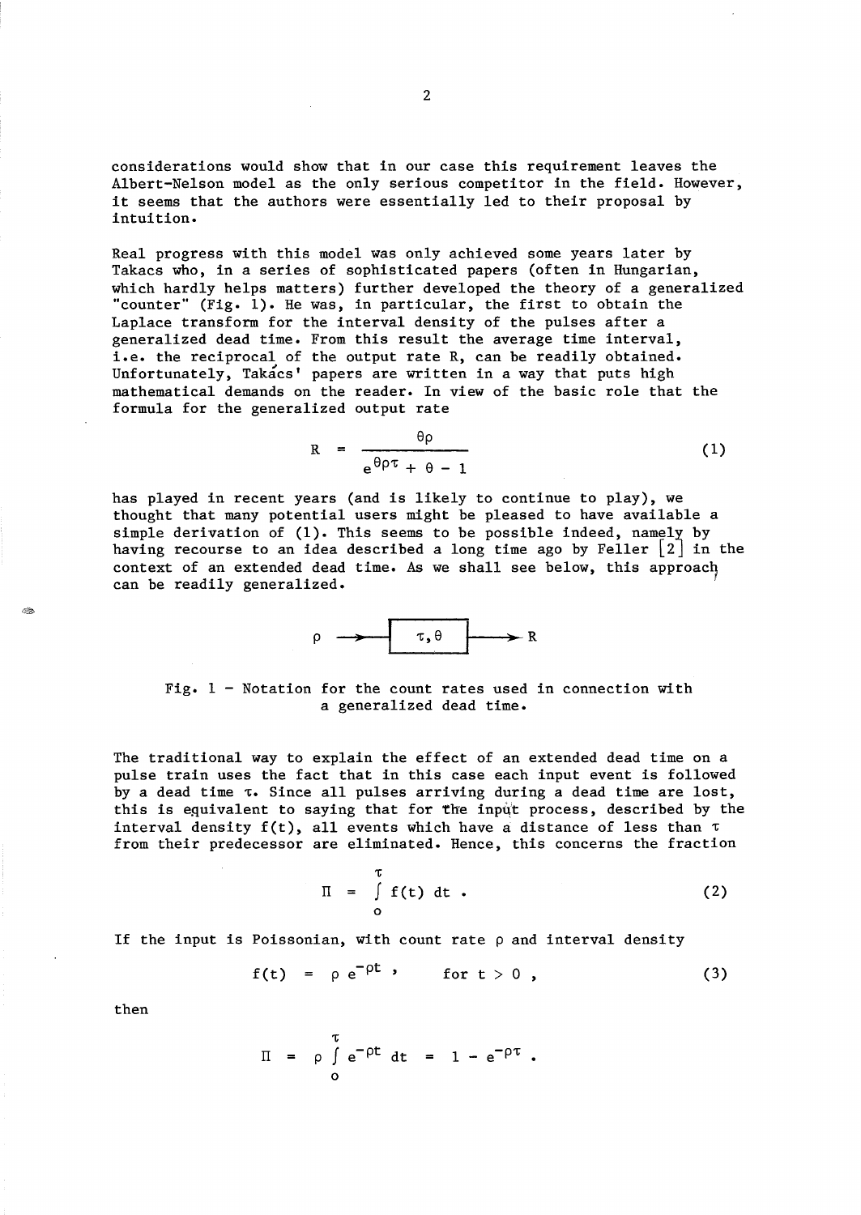considerations would show that in our case this requirement leaves the Albert-Nelson model as the only serious competitor in the field. However, it seems that the authors were essentially led to their proposal by intuition.

Real progress with this model was only achieved some years later by Takacs who, in a series of sophisticated papers (often in Hungarian, which hardly helps matters) further developed the theory of a generalized "counter" (Fig. 1). He was, in particular, the first to obtain the Laplace transform for the interval density of the pulses after a generalized dead time. From this result the average time interval, i.e. the reciprocal of the output rate R, can be readily obtained. Unfortunately, Takács' papers are written in a way that puts high mathematical demands on the reader. In view of the basic role that the formula for the generalized output rate

$$R = \frac{\theta \rho}{e^{\theta \rho \tau} + \theta - 1} \tag{1}$$

has played in recent years (and is likely to continue to play), we thought that many potential users might be pleased to have available a simple derivation of (1). This seems to be possible indeed, namely by having recourse to an idea described a long time ago by Feller [2] in the context of an extended dead time. As we shall see below, this approach can be readily generalized.

$$\rho \longrightarrow \boxed{\tau, \theta} \longrightarrow R$$

Fig. 1 - Notation for the count rates used in connection with a generalized dead time.

The traditional way to explain the effect of an extended dead time on a pulse train uses the fact that in this case each input event is followed by a dead time $\tau$. Since all pulses arriving during a dead time are lost, this is equivalent to saying that for the input process, described by the interval density $f(t)$, all events which have a distance of less than $\tau$ from their predecessor are eliminated. Hence, this concerns the fraction

$$\Pi = \int_0^{\tau} f(t)\, dt \,. \tag{2}$$

If the input is Poissonian, with count rate $\rho$ and interval density

$$f(t) = \rho\, e^{-\rho t} \,, \qquad \text{for } t > 0 \,, \tag{3}$$

then

$$\Pi = \rho \int_0^{\tau} e^{-\rho t}\, dt = 1 - e^{-\rho \tau} \,.$$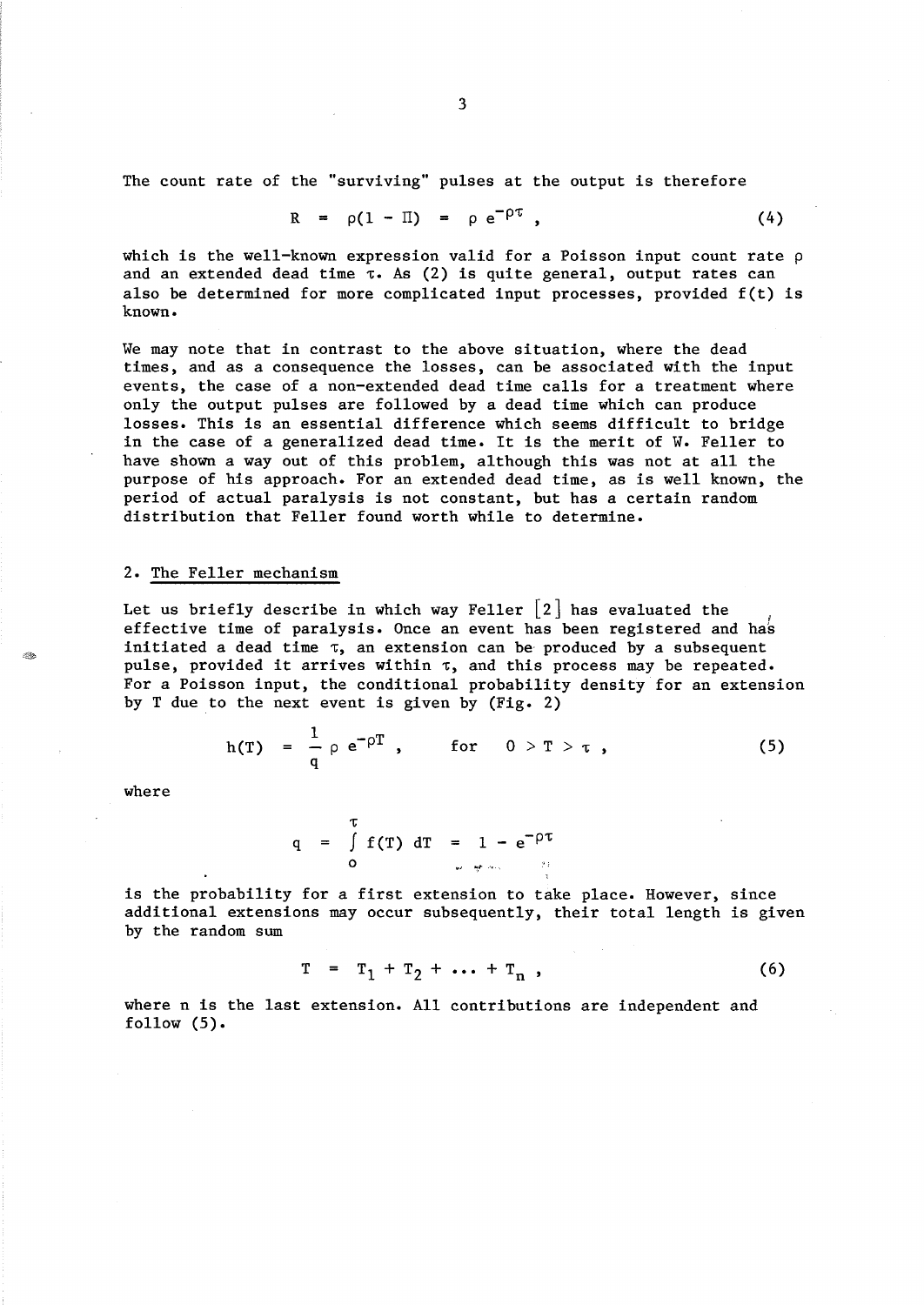The count rate of the "surviving" pulses at the output is therefore

$$R = \rho(1 - \Pi) = \rho\, e^{-\rho\tau} , \tag{4}$$

which is the well-known expression valid for a Poisson input count rate $\rho$ and an extended dead time $\tau$. As (2) is quite general, output rates can also be determined for more complicated input processes, provided $f(t)$ is known.

We may note that in contrast to the above situation, where the dead times, and as a consequence the losses, can be associated with the input events, the case of a non-extended dead time calls for a treatment where only the output pulses are followed by a dead time which can produce losses. This is an essential difference which seems difficult to bridge in the case of a generalized dead time. It is the merit of W. Feller to have shown a way out of this problem, although this was not at all the purpose of his approach. For an extended dead time, as is well known, the period of actual paralysis is not constant, but has a certain random distribution that Feller found worth while to determine.

## 2. The Feller mechanism

Let us briefly describe in which way Feller [2] has evaluated the effective time of paralysis. Once an event has been registered and has initiated a dead time $\tau$, an extension can be produced by a subsequent pulse, provided it arrives within $\tau$, and this process may be repeated. For a Poisson input, the conditional probability density for an extension by T due to the next event is given by (Fig. 2)

$$h(T) = \frac{1}{q}\,\rho\, e^{-\rho T} , \qquad \text{for} \quad 0 > T > \tau , \tag{5}$$

where

$$q = \int_0^\tau f(T)\, dT = 1 - e^{-\rho\tau}$$

is the probability for a first extension to take place. However, since additional extensions may occur subsequently, their total length is given by the random sum

$$T = T_1 + T_2 + \ldots + T_n , \tag{6}$$

where n is the last extension. All contributions are independent and follow (5).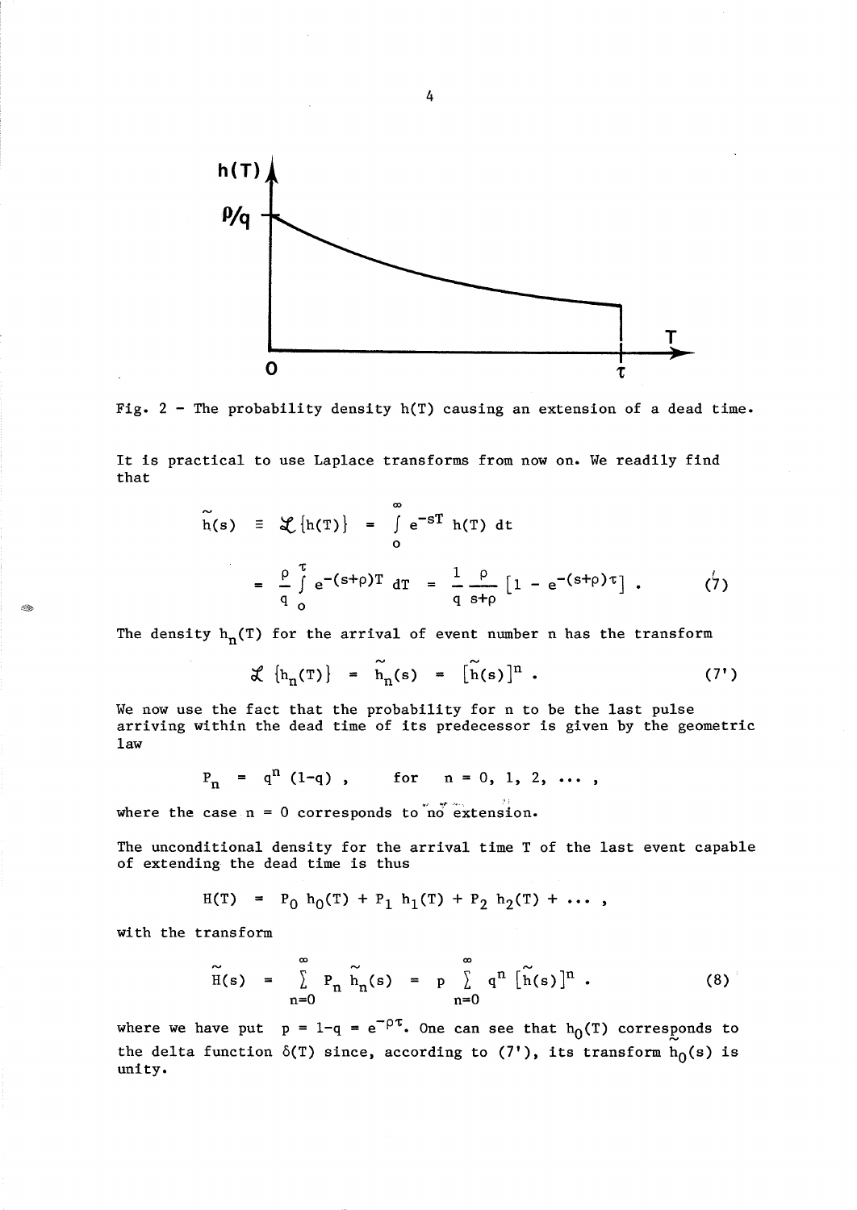Fig. 2 - The probability density h(T) causing an extension of a dead time.

It is practical to use Laplace transforms from now on. We readily find that

$$\tilde{h}(s) \equiv \mathcal{L}\{h(T)\} = \int_0^\infty e^{-sT}\, h(T)\, dt$$

$$= \frac{\rho}{q} \int_0^\tau e^{-(s+\rho)T}\, dT = \frac{1}{q} \frac{\rho}{s+\rho} \left[1 - e^{-(s+\rho)\tau}\right] . \tag{7}$$

The density $h_n(T)$ for the arrival of event number n has the transform

$$\mathcal{L}\{h_n(T)\} = \tilde{h}_n(s) = [\tilde{h}(s)]^n . \tag{7'}$$

We now use the fact that the probability for n to be the last pulse arriving within the dead time of its predecessor is given by the geometric law

$$P_n = q^n (1-q) , \qquad \text{for} \quad n = 0, 1, 2, \ldots ,$$

where the case $n = 0$ corresponds to no extension.

The unconditional density for the arrival time T of the last event capable of extending the dead time is thus

$$H(T) = P_0\, h_0(T) + P_1\, h_1(T) + P_2\, h_2(T) + \ldots ,$$

with the transform

$$\tilde{H}(s) = \sum_{n=0}^{\infty} P_n\, \tilde{h}_n(s) = p \sum_{n=0}^{\infty} q^n\, [\tilde{h}(s)]^n . \tag{8}$$

where we have put $p = 1-q = e^{-\rho\tau}$. One can see that $h_0(T)$ corresponds to the delta function $\delta(T)$ since, according to (7'), its transform $\tilde{h}_0(s)$ is unity.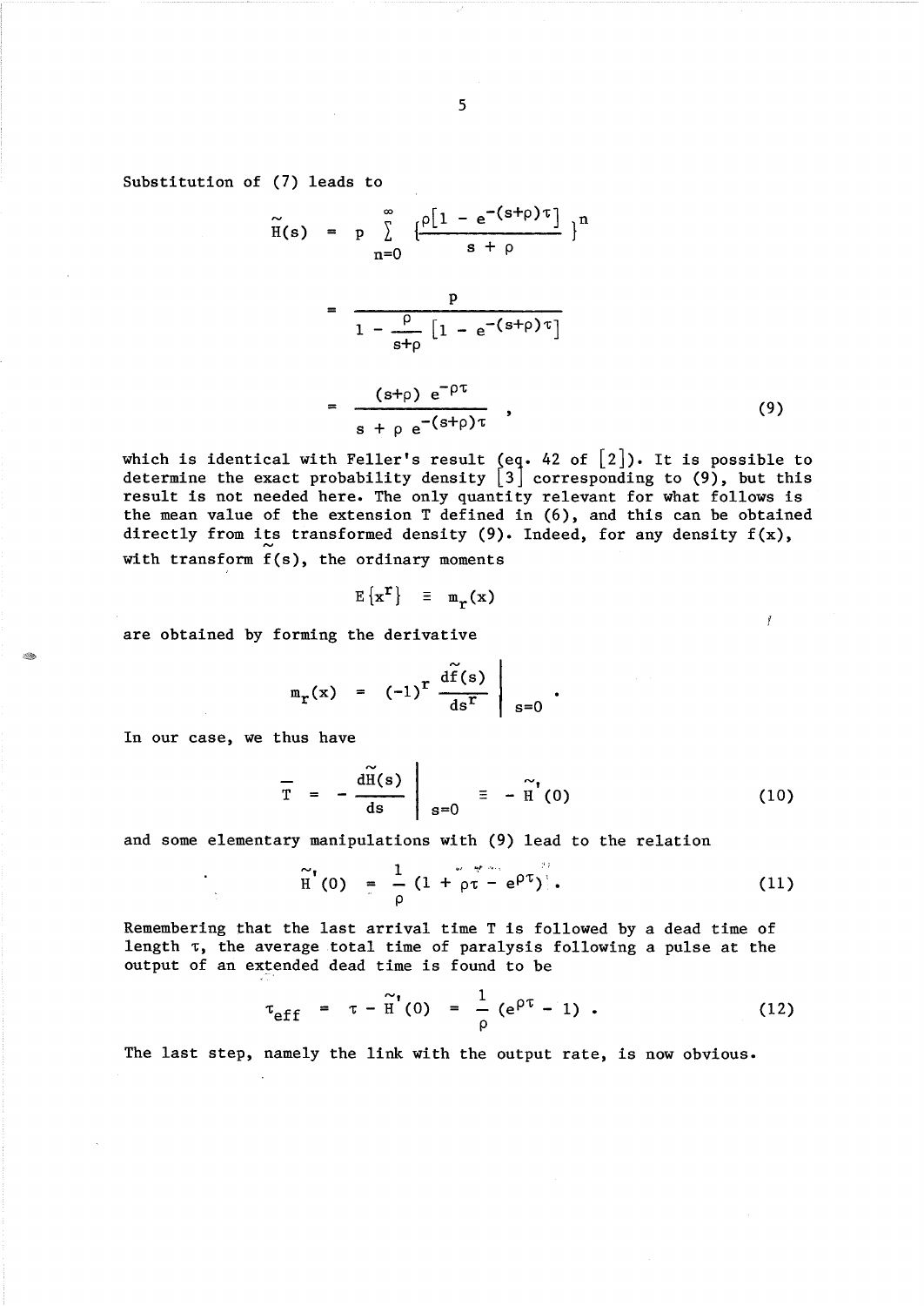Substitution of (7) leads to

$$\tilde{H}(s) = p \sum_{n=0}^{\infty} \left\{ \frac{\rho\left[1 - e^{-(s+\rho)\tau}\right]}{s + \rho} \right\}^n$$

$$= \frac{p}{1 - \frac{\rho}{s+\rho}\left[1 - e^{-(s+\rho)\tau}\right]}$$

$$= \frac{(s+\rho)\, e^{-\rho\tau}}{s + \rho\, e^{-(s+\rho)\tau}} , \tag{9}$$

which is identical with Feller's result (eq. 42 of [2]). It is possible to determine the exact probability density [3] corresponding to (9), but this result is not needed here. The only quantity relevant for what follows is the mean value of the extension T defined in (6), and this can be obtained directly from its transformed density (9). Indeed, for any density $f(x)$, with transform $\tilde{f}(s)$, the ordinary moments

$$E\{x^r\} \equiv m_r(x)$$

are obtained by forming the derivative

$$m_r(x) = (-1)^r \left. \frac{d\tilde{f}(s)}{ds^r} \right|_{s=0} .$$

In our case, we thus have

$$\bar{T} = - \left. \frac{d\tilde{H}(s)}{ds} \right|_{s=0} \equiv - \tilde{H}'(0) \tag{10}$$

and some elementary manipulations with (9) lead to the relation

$$\tilde{H}'(0) = \frac{1}{\rho}\left(1 + \rho\tau - e^{\rho\tau}\right) . \tag{11}$$

Remembering that the last arrival time T is followed by a dead time of length $\tau$, the average total time of paralysis following a pulse at the output of an extended dead time is found to be

$$\tau_{\text{eff}} = \tau - \tilde{H}'(0) = \frac{1}{\rho}\left(e^{\rho\tau} - 1\right) . \tag{12}$$

The last step, namely the link with the output rate, is now obvious.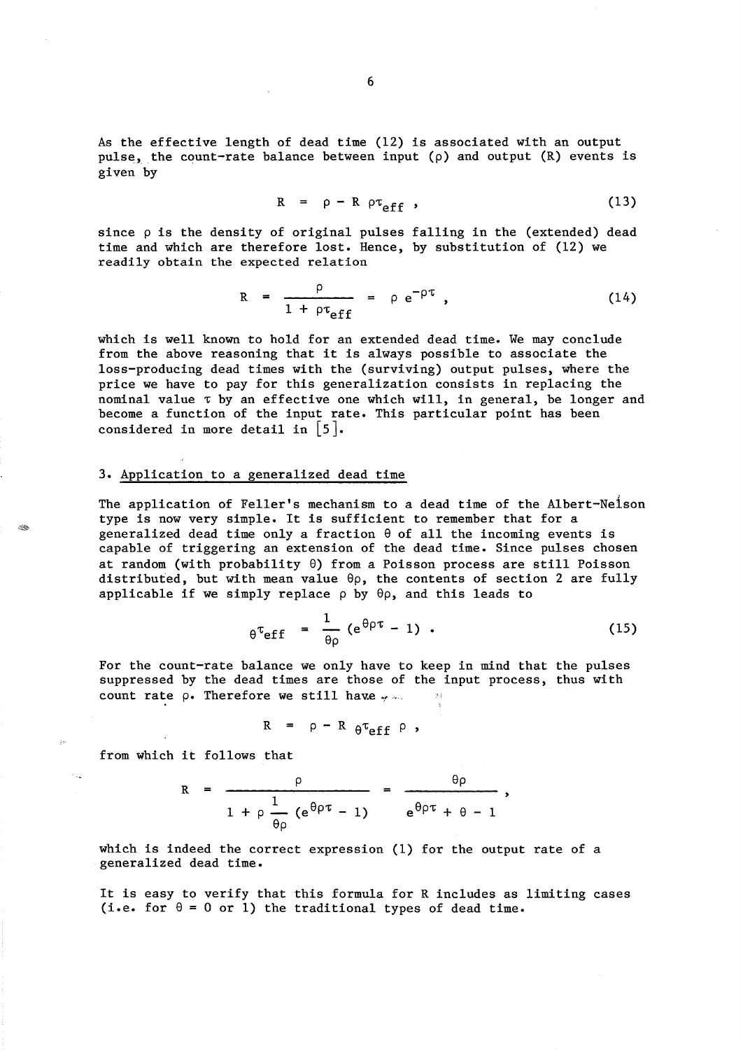As the effective length of dead time (12) is associated with an output pulse, the count-rate balance between input ($\rho$) and output (R) events is given by

$$R = \rho - R\,\rho\tau_{eff} , \tag{13}$$

since $\rho$ is the density of original pulses falling in the (extended) dead time and which are therefore lost. Hence, by substitution of (12) we readily obtain the expected relation

$$R = \frac{\rho}{1 + \rho\tau_{eff}} = \rho\, e^{-\rho\tau} , \tag{14}$$

which is well known to hold for an extended dead time. We may conclude from the above reasoning that it is always possible to associate the loss-producing dead times with the (surviving) output pulses, where the price we have to pay for this generalization consists in replacing the nominal value $\tau$ by an effective one which will, in general, be longer and become a function of the input rate. This particular point has been considered in more detail in [5].

## 3. Application to a generalized dead time

The application of Feller's mechanism to a dead time of the Albert-Nelson type is now very simple. It is sufficient to remember that for a generalized dead time only a fraction $\theta$ of all the incoming events is capable of triggering an extension of the dead time. Since pulses chosen at random (with probability $\theta$) from a Poisson process are still Poisson distributed, but with mean value $\theta\rho$, the contents of section 2 are fully applicable if we simply replace $\rho$ by $\theta\rho$, and this leads to

$$_{\theta}\tau_{eff} = \frac{1}{\theta\rho}\left(e^{\theta\rho\tau} - 1\right) . \tag{15}$$

For the count-rate balance we only have to keep in mind that the pulses suppressed by the dead times are those of the input process, thus with count rate $\rho$. Therefore we still have

$$R = \rho - R\;{}_{\theta}\tau_{eff}\;\rho ,$$

from which it follows that

$$R = \frac{\rho}{1 + \rho\,\frac{1}{\theta\rho}\left(e^{\theta\rho\tau} - 1\right)} = \frac{\theta\rho}{e^{\theta\rho\tau} + \theta - 1} ,$$

which is indeed the correct expression (1) for the output rate of a generalized dead time.

It is easy to verify that this formula for R includes as limiting cases (i.e. for $\theta = 0$ or 1) the traditional types of dead time.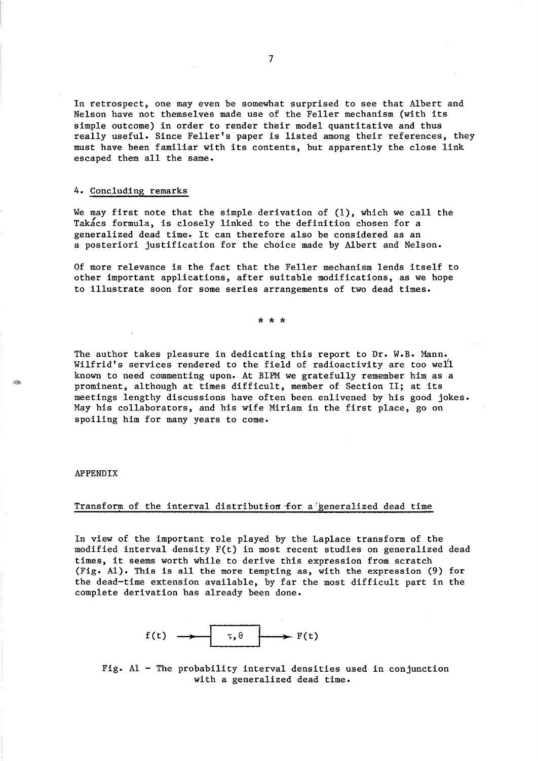In retrospect, one may even be somewhat surprised to see that Albert and Nelson have not themselves made use of the Feller mechanism (with its simple outcome) in order to render their model quantitative and thus really useful. Since Feller's paper is listed among their references, they must have been familiar with its contents, but apparently the close link escaped them all the same.

## 4. Concluding remarks

We may first note that the simple derivation of (1), which we call the Takács formula, is closely linked to the definition chosen for a generalized dead time. It can therefore also be considered as an a posteriori justification for the choice made by Albert and Nelson.

Of more relevance is the fact that the Feller mechanism lends itself to other important applications, after suitable modifications, as we hope to illustrate soon for some series arrangements of two dead times.

\* \* \*

The author takes pleasure in dedicating this report to Dr. W.B. Mann. Wilfrid's services rendered to the field of radioactivity are too well known to need commenting upon. At BIPM we gratefully remember him as a prominent, although at times difficult, member of Section II; at its meetings lengthy discussions have often been enlivened by his good jokes. May his collaborators, and his wife Miriam in the first place, go on spoiling him for many years to come.

## APPENDIX

### Transform of the interval distribution for a generalized dead time

In view of the important role played by the Laplace transform of the modified interval density $F(t)$ in most recent studies on generalized dead times, it seems worth while to derive this expression from scratch (Fig. A1). This is all the more tempting as, with the expression (9) for the dead-time extension available, by far the most difficult part in the complete derivation has already been done.

$$f(t) \longrightarrow \boxed{\tau, \theta} \longrightarrow F(t)$$

Fig. A1 - The probability interval densities used in conjunction with a generalized dead time.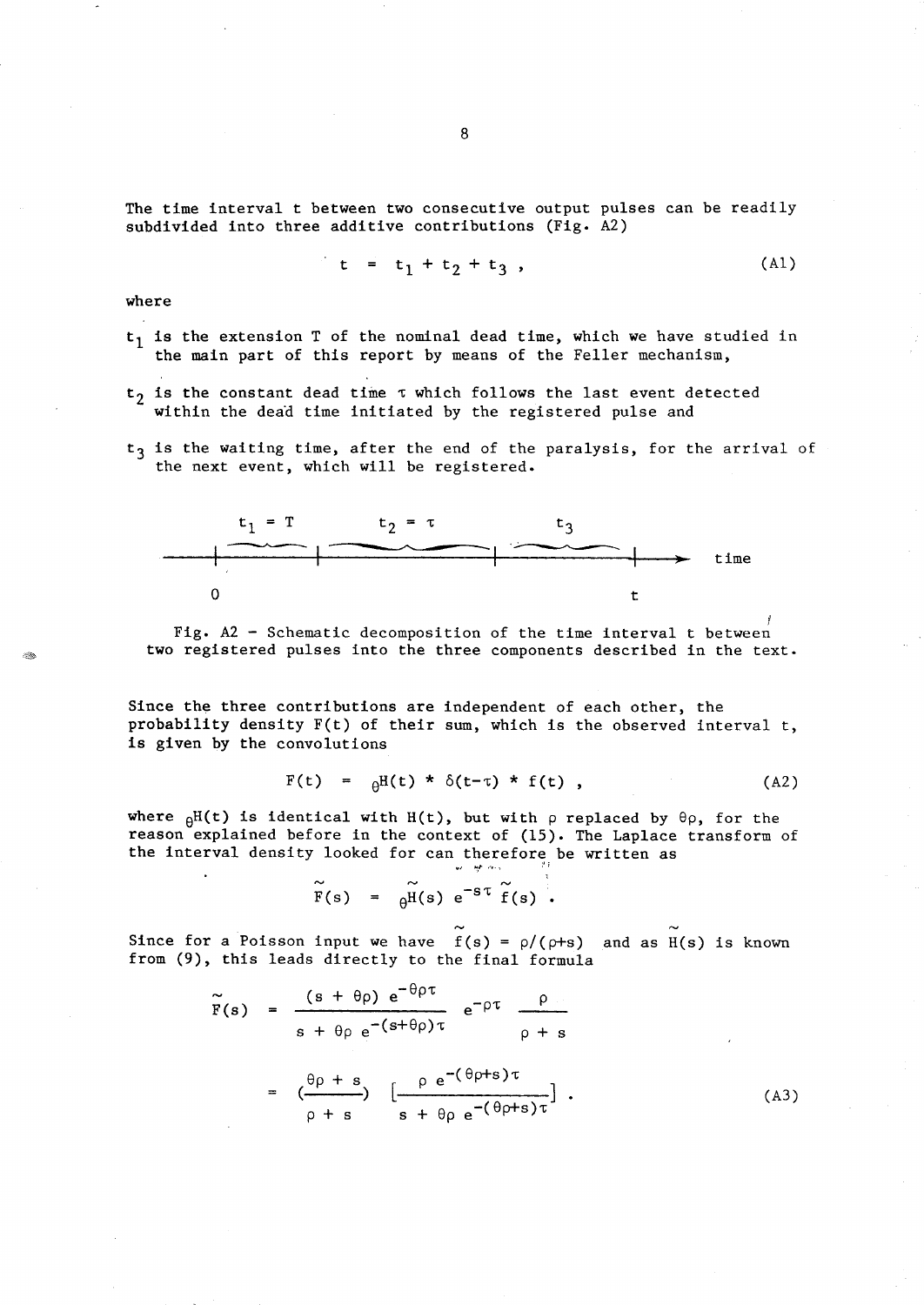The time interval t between two consecutive output pulses can be readily subdivided into three additive contributions (Fig. A2)

$$t = t_1 + t_2 + t_3 , \tag{A1}$$

where

- $t_1$ is the extension T of the nominal dead time, which we have studied in the main part of this report by means of the Feller mechanism,
- $t_2$ is the constant dead time $\tau$ which follows the last event detected within the dead time initiated by the registered pulse and
- $t_3$ is the waiting time, after the end of the paralysis, for the arrival of the next event, which will be registered.

$t_1 = T$ $\quad t_2 = \tau$ $\quad t_3$ $\quad$ time

0 $\quad$ t

Fig. A2 - Schematic decomposition of the time interval t between two registered pulses into the three components described in the text.

Since the three contributions are independent of each other, the probability density F(t) of their sum, which is the observed interval t, is given by the convolutions

$$F(t) = {}_{\theta}H(t) * \delta(t-\tau) * f(t) , \tag{A2}$$

where ${}_{\theta}H(t)$ is identical with H(t), but with $\rho$ replaced by $\theta\rho$, for the reason explained before in the context of (15). The Laplace transform of the interval density looked for can therefore be written as

$$\tilde{F}(s) = {}_{\theta}\tilde{H}(s)\, e^{-s\tau}\, \tilde{f}(s) .$$

Since for a Poisson input we have $\tilde{f}(s) = \rho/(\rho+s)$ and as $\tilde{H}(s)$ is known from (9), this leads directly to the final formula

$$\tilde{F}(s) = \frac{(s+\theta\rho)\, e^{-\theta\rho\tau}}{s + \theta\rho\, e^{-(s+\theta\rho)\tau}}\; e^{-\rho\tau}\; \frac{\rho}{\rho + s}$$

$$= \left(\frac{\theta\rho + s}{\rho + s}\right) \left[\frac{\rho\, e^{-(\theta\rho+s)\tau}}{s + \theta\rho\, e^{-(\theta\rho+s)\tau}}\right] . \tag{A3}$$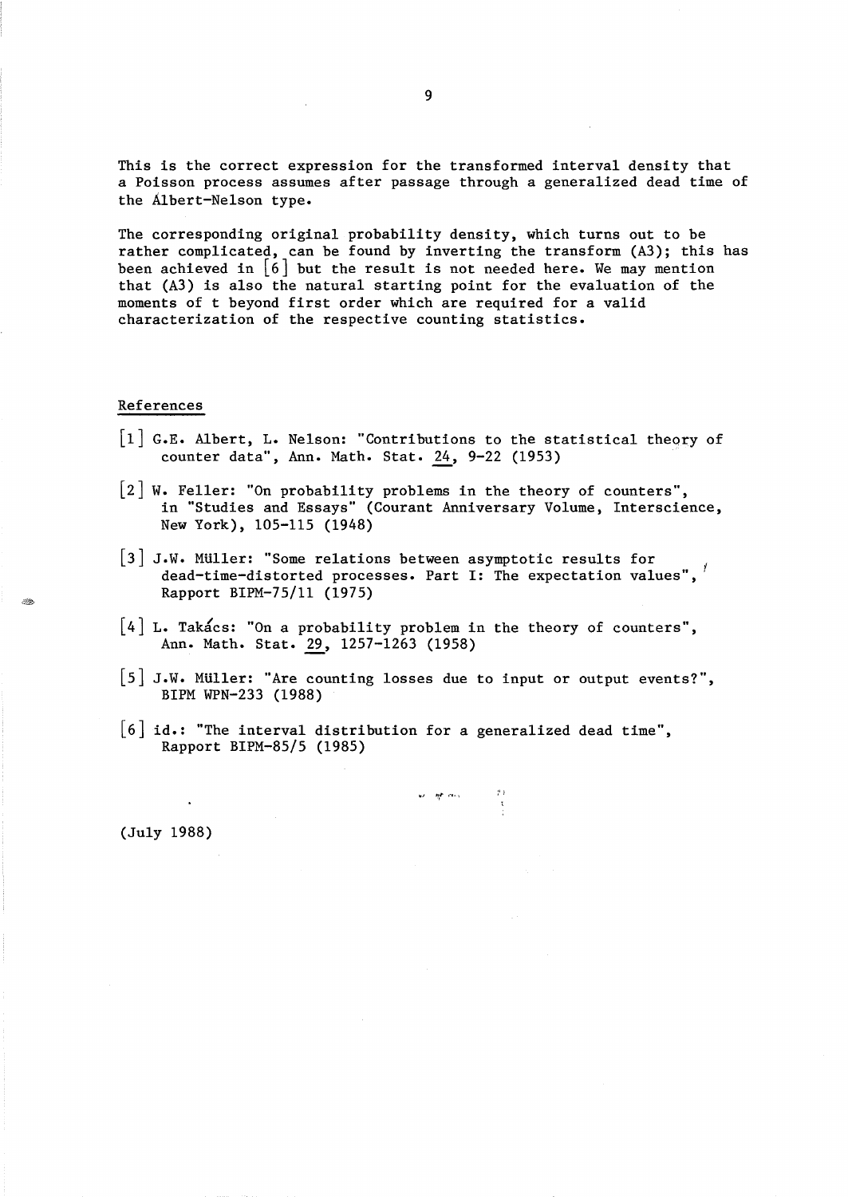This is the correct expression for the transformed interval density that a Poisson process assumes after passage through a generalized dead time of the Albert-Nelson type.

The corresponding original probability density, which turns out to be rather complicated, can be found by inverting the transform (A3); this has been achieved in [6] but the result is not needed here. We may mention that (A3) is also the natural starting point for the evaluation of the moments of t beyond first order which are required for a valid characterization of the respective counting statistics.

## References

[1] G.E. Albert, L. Nelson: "Contributions to the statistical theory of counter data", Ann. Math. Stat. 24, 9-22 (1953)

[2] W. Feller: "On probability problems in the theory of counters", in "Studies and Essays" (Courant Anniversary Volume, Interscience, New York), 105-115 (1948)

[3] J.W. Müller: "Some relations between asymptotic results for dead-time-distorted processes. Part I: The expectation values", Rapport BIPM-75/11 (1975)

[4] L. Takács: "On a probability problem in the theory of counters", Ann. Math. Stat. 29, 1257-1263 (1958)

[5] J.W. Müller: "Are counting losses due to input or output events?", BIPM WPN-233 (1988)

[6] id.: "The interval distribution for a generalized dead time", Rapport BIPM-85/5 (1985)

(July 1988)